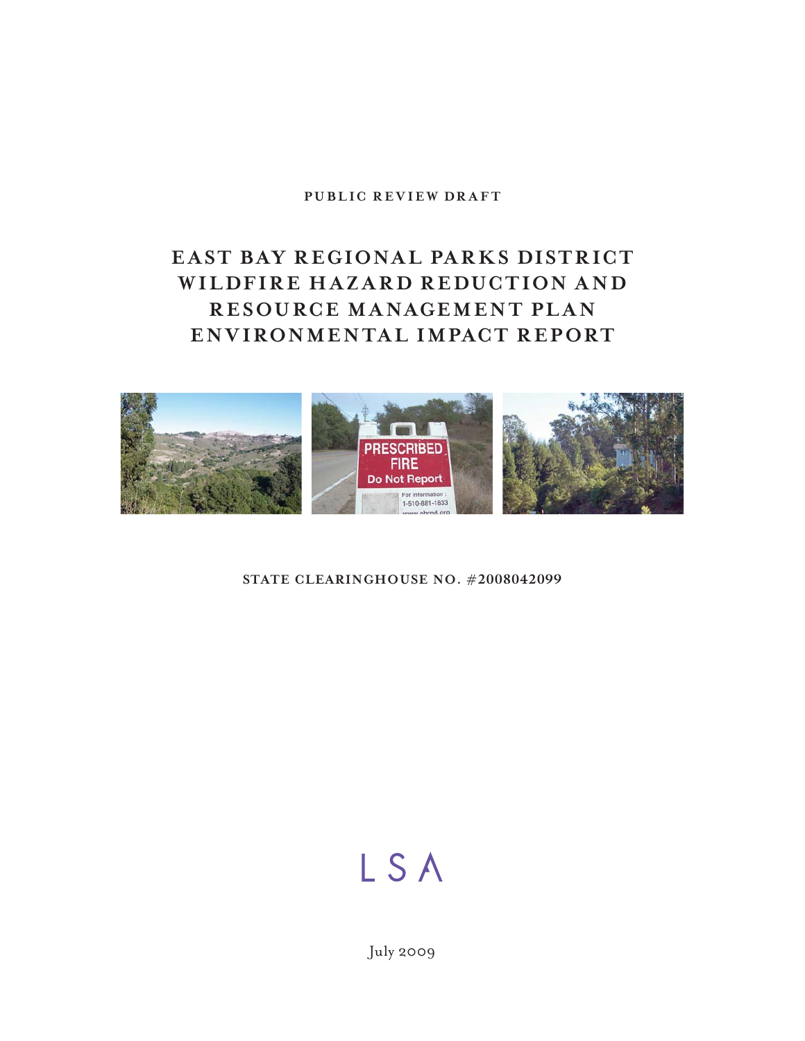PUBLIC REVIEW DRAFT

# EAST BAY REGIONAL PARKS DISTRICT WILDFIRE HAZARD REDUCTION AND RESOURCE MANAGEMENT PLAN ENVIRONMENTAL IMPACT REPORT

STATE CLEARINGHOUSE NO. #2008042099

LSA

July 2009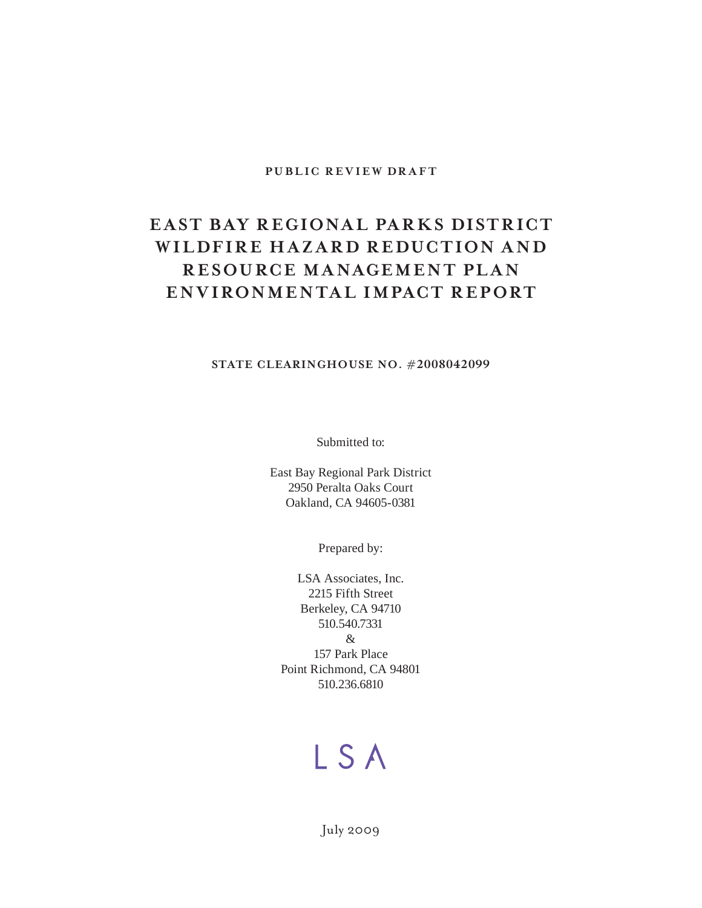PUBLIC REVIEW DRAFT

# EAST BAY REGIONAL PARKS DISTRICT WILDFIRE HAZARD REDUCTION AND RESOURCE MANAGEMENT PLAN ENVIRONMENTAL IMPACT REPORT

STATE CLEARINGHOUSE NO. #2008042099

Submitted to:

East Bay Regional Park District
2950 Peralta Oaks Court
Oakland, CA 94605-0381

Prepared by:

LSA Associates, Inc.
2215 Fifth Street
Berkeley, CA 94710
510.540.7331
&
157 Park Place
Point Richmond, CA 94801
510.236.6810

LSA

July 2009